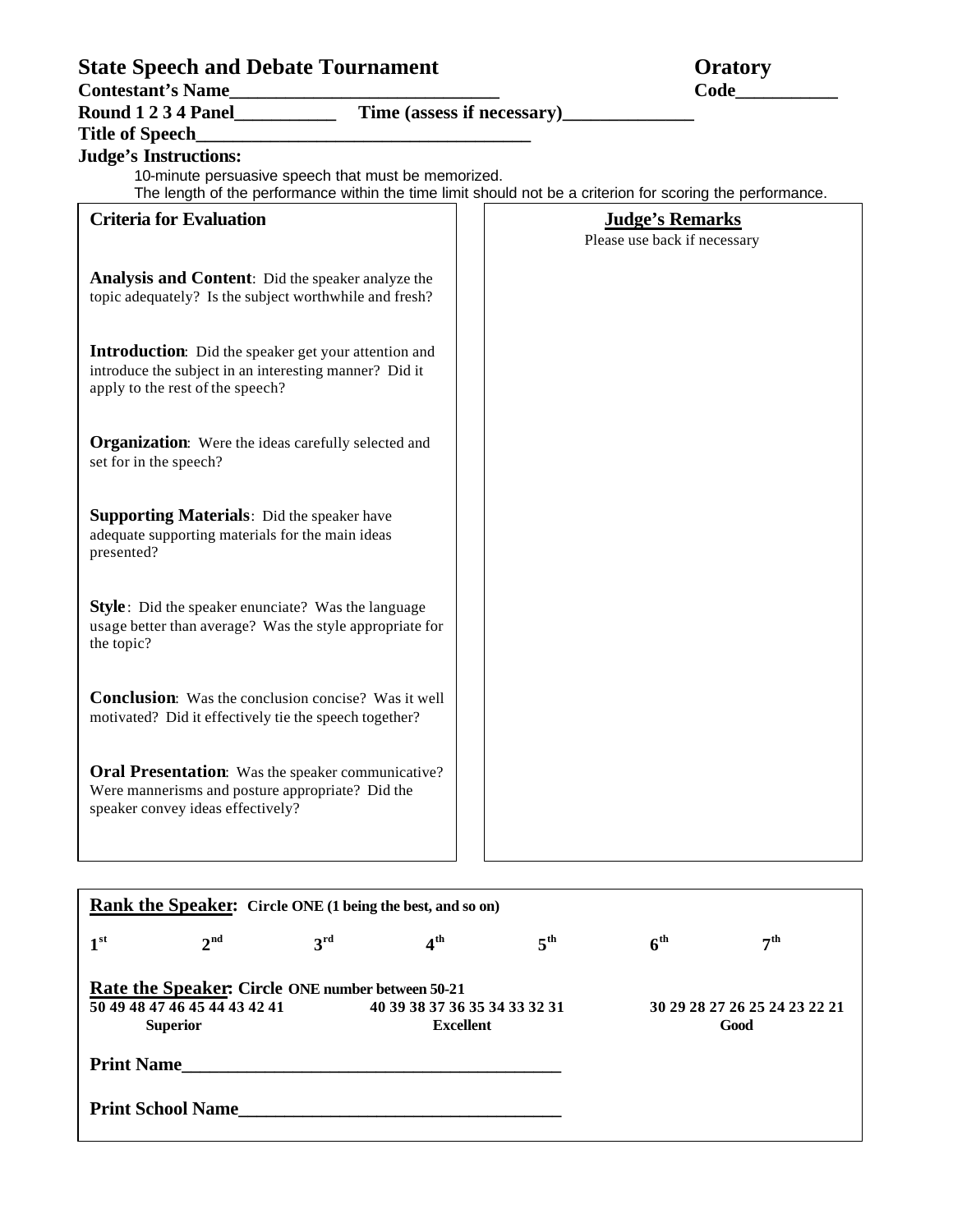# State Speech and Debate Tournament — Oratory

**Contestant's Name**_____________________________ **Code**___________

**Round 1 2 3 4 Panel**___________ **Time (assess if necessary)**______________

**Title of Speech**_____________________________________

**Judge's Instructions:**

10-minute persuasive speech that must be memorized.
The length of the performance within the time limit should not be a criterion for scoring the performance.

| Criteria for Evaluation | Judge's Remarks (Please use back if necessary) |
|---|---|
| **Analysis and Content**: Did the speaker analyze the topic adequately? Is the subject worthwhile and fresh? | |
| **Introduction**: Did the speaker get your attention and introduce the subject in an interesting manner? Did it apply to the rest of the speech? | |
| **Organization**: Were the ideas carefully selected and set for in the speech? | |
| **Supporting Materials**: Did the speaker have adequate supporting materials for the main ideas presented? | |
| **Style**: Did the speaker enunciate? Was the language usage better than average? Was the style appropriate for the topic? | |
| **Conclusion**: Was the conclusion concise? Was it well motivated? Did it effectively tie the speech together? | |
| **Oral Presentation**: Was the speaker communicative? Were mannerisms and posture appropriate? Did the speaker convey ideas effectively? | |

**Rank the Speaker:** **Circle ONE (1 being the best, and so on)**

**1st    2nd    3rd    4th    5th    6th    7th**

**Rate the Speaker:** **Circle ONE number between 50-21**

| 50 49 48 47 46 45 44 43 42 41 | 40 39 38 37 36 35 34 33 32 31 | 30 29 28 27 26 25 24 23 22 21 |
|---|---|---|
| **Superior** | **Excellent** | **Good** |

**Print Name**__________________________________________

**Print School Name**___________________________________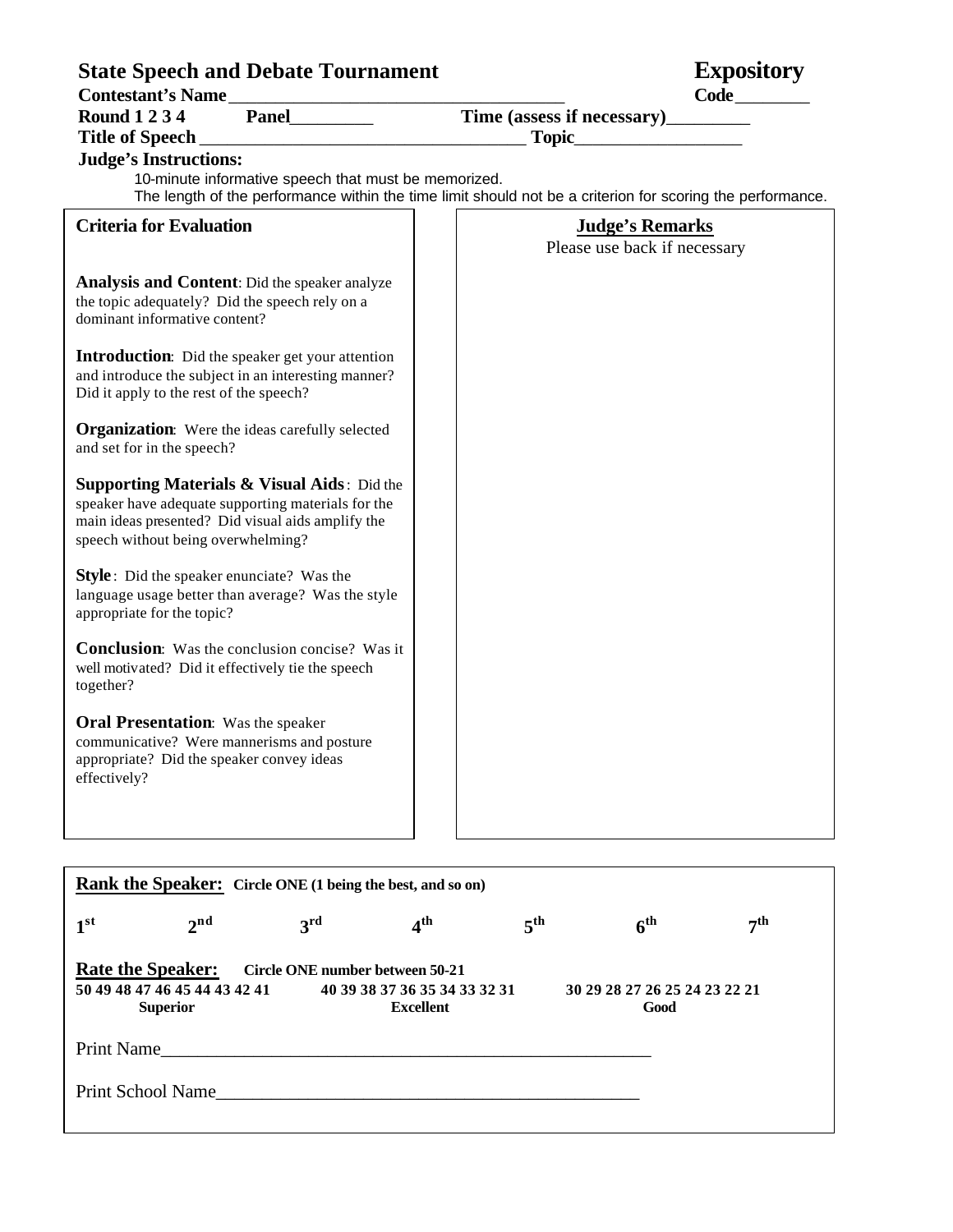# State Speech and Debate Tournament

**Expository**

**Contestant's Name**\_\_\_\_\_\_\_\_\_\_\_\_\_\_\_\_\_\_\_\_\_\_\_\_\_\_\_\_\_\_\_\_\_\_\_\_ **Code**\_\_\_\_\_\_\_\_

**Round 1 2 3 4** **Panel**\_\_\_\_\_\_\_\_\_ **Time (assess if necessary)**\_\_\_\_\_\_\_\_\_

**Title of Speech** \_\_\_\_\_\_\_\_\_\_\_\_\_\_\_\_\_\_\_\_\_\_\_\_\_\_\_\_\_\_\_\_\_\_\_ **Topic**\_\_\_\_\_\_\_\_\_\_\_\_\_\_\_\_\_\_

**Judge's Instructions:**

10-minute informative speech that must be memorized.

The length of the performance within the time limit should not be a criterion for scoring the performance.

| Criteria for Evaluation | Judge's Remarks<br>Please use back if necessary |
|---|---|
| **Analysis and Content**: Did the speaker analyze the topic adequately? Did the speech rely on a dominant informative content? | |
| **Introduction**: Did the speaker get your attention and introduce the subject in an interesting manner? Did it apply to the rest of the speech? | |
| **Organization**: Were the ideas carefully selected and set for in the speech? | |
| **Supporting Materials & Visual Aids**: Did the speaker have adequate supporting materials for the main ideas presented? Did visual aids amplify the speech without being overwhelming? | |
| **Style**: Did the speaker enunciate? Was the language usage better than average? Was the style appropriate for the topic? | |
| **Conclusion**: Was the conclusion concise? Was it well motivated? Did it effectively tie the speech together? | |
| **Oral Presentation**: Was the speaker communicative? Were mannerisms and posture appropriate? Did the speaker convey ideas effectively? | |

**Rank the Speaker:** **Circle ONE (1 being the best, and so on)**

1st 2nd 3rd 4th 5th 6th 7th

**Rate the Speaker:** **Circle ONE number between 50-21**

| 50 49 48 47 46 45 44 43 42 41 | 40 39 38 37 36 35 34 33 32 31 | 30 29 28 27 26 25 24 23 22 21 |
|---|---|---|
| Superior | Excellent | Good |

Print Name\_\_\_\_\_\_\_\_\_\_\_\_\_\_\_\_\_\_\_\_\_\_\_\_\_\_\_\_\_\_\_\_\_\_\_\_\_\_\_\_\_\_\_\_\_\_\_\_\_\_\_\_

Print School Name\_\_\_\_\_\_\_\_\_\_\_\_\_\_\_\_\_\_\_\_\_\_\_\_\_\_\_\_\_\_\_\_\_\_\_\_\_\_\_\_\_\_\_\_\_\_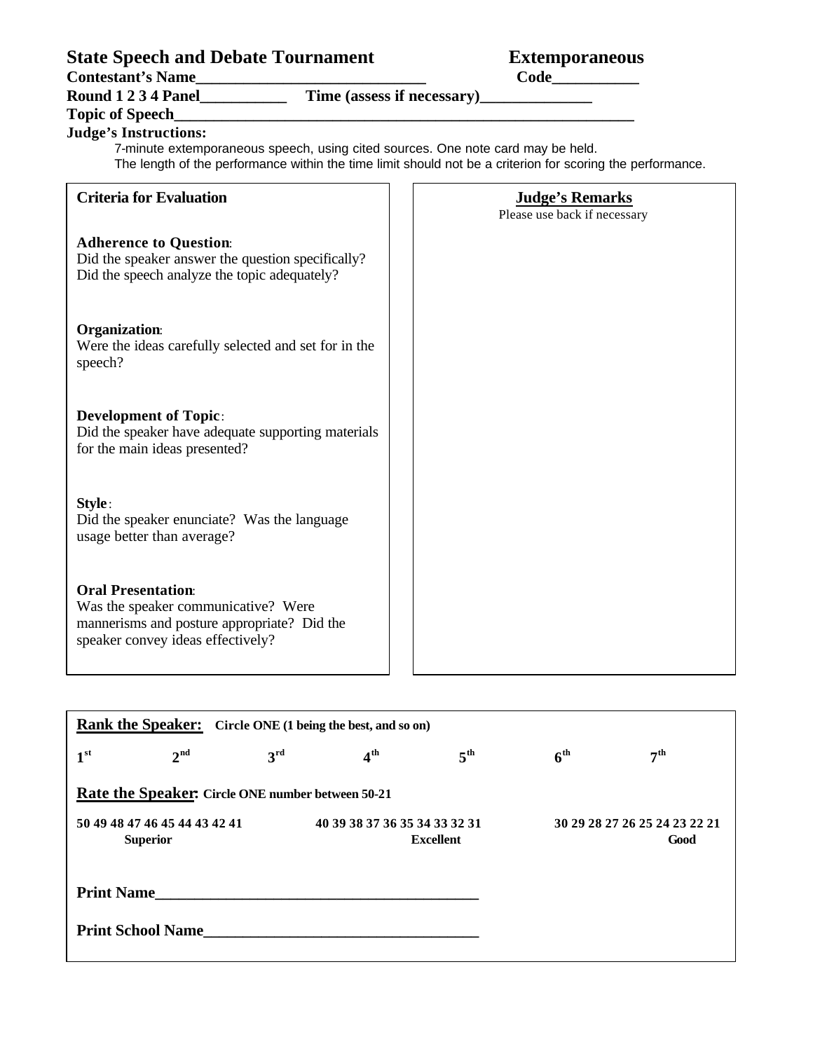**State Speech and Debate Tournament** **Extemporaneous**

**Contestant's Name**____________________________ **Code**___________

**Round 1 2 3 4 Panel**___________ **Time (assess if necessary)**______________

**Topic of Speech**____________________________________________________________

**Judge's Instructions:**

7-minute extemporaneous speech, using cited sources. One note card may be held.
The length of the performance within the time limit should not be a criterion for scoring the performance.

| Criteria for Evaluation | Judge's Remarks<br>Please use back if necessary |
|---|---|
| **Adherence to Question**:<br>Did the speaker answer the question specifically? Did the speech analyze the topic adequately? | |
| **Organization**:<br>Were the ideas carefully selected and set for in the speech? | |
| **Development of Topic**:<br>Did the speaker have adequate supporting materials for the main ideas presented? | |
| **Style**:<br>Did the speaker enunciate? Was the language usage better than average? | |
| **Oral Presentation**:<br>Was the speaker communicative? Were mannerisms and posture appropriate? Did the speaker convey ideas effectively? | |

**Rank the Speaker:** **Circle ONE (1 being the best, and so on)**

**1st** **2nd** **3rd** **4th** **5th** **6th** **7th**

**Rate the Speaker: Circle ONE number between 50-21**

| 50 49 48 47 46 45 44 43 42 41 | 40 39 38 37 36 35 34 33 32 31 | 30 29 28 27 26 25 24 23 22 21 |
|---|---|---|
| Superior | Excellent | Good |

**Print Name**________________________________________

**Print School Name**__________________________________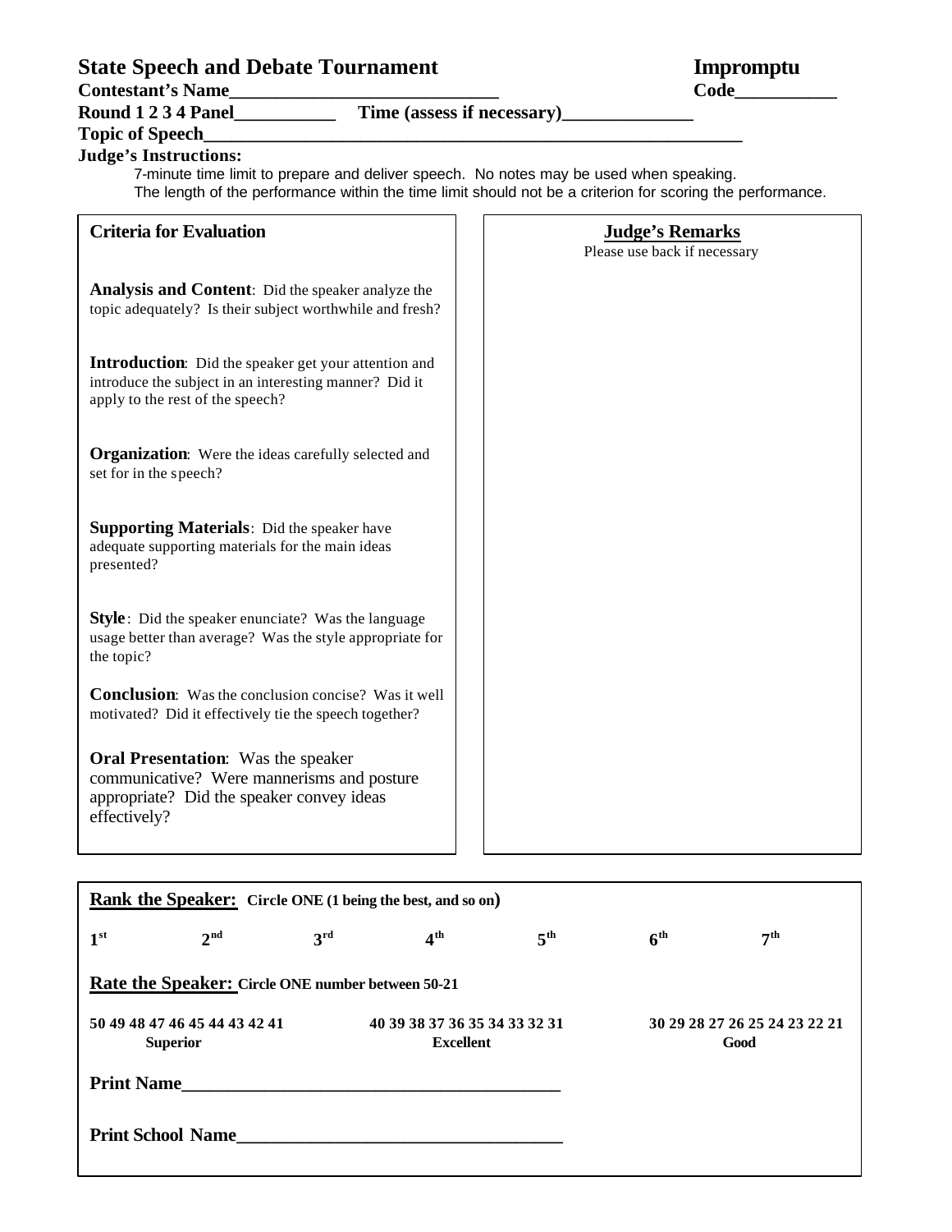**State Speech and Debate Tournament** **Impromptu**

**Contestant's Name\_\_\_\_\_\_\_\_\_\_\_\_\_\_\_\_\_\_\_\_\_\_\_\_\_\_\_\_** **Code\_\_\_\_\_\_\_\_\_\_\_**

**Round 1 2 3 4 Panel\_\_\_\_\_\_\_\_\_\_\_ Time (assess if necessary)\_\_\_\_\_\_\_\_\_\_\_\_\_\_**

**Topic of Speech\_\_\_\_\_\_\_\_\_\_\_\_\_\_\_\_\_\_\_\_\_\_\_\_\_\_\_\_\_\_\_\_\_\_\_\_\_\_\_\_\_\_\_\_\_\_\_\_\_\_\_\_\_\_\_\_\_\_\_\_**

**Judge's Instructions:**

7-minute time limit to prepare and deliver speech. No notes may be used when speaking.
The length of the performance within the time limit should not be a criterion for scoring the performance.

| Criteria for Evaluation | Judge's Remarks<br>Please use back if necessary |
|---|---|
| **Analysis and Content**: Did the speaker analyze the topic adequately? Is their subject worthwhile and fresh? | |
| **Introduction**: Did the speaker get your attention and introduce the subject in an interesting manner? Did it apply to the rest of the speech? | |
| **Organization**: Were the ideas carefully selected and set for in the speech? | |
| **Supporting Materials**: Did the speaker have adequate supporting materials for the main ideas presented? | |
| **Style**: Did the speaker enunciate? Was the language usage better than average? Was the style appropriate for the topic? | |
| **Conclusion**: Was the conclusion concise? Was it well motivated? Did it effectively tie the speech together? | |
| **Oral Presentation**: Was the speaker communicative? Were mannerisms and posture appropriate? Did the speaker convey ideas effectively? | |

**Rank the Speaker:** **Circle ONE (1 being the best, and so on)**

**1st 2nd 3rd 4th 5th 6th 7th**

**Rate the Speaker:** **Circle ONE number between 50-21**

| 50 49 48 47 46 45 44 43 42 41 | 40 39 38 37 36 35 34 33 32 31 | 30 29 28 27 26 25 24 23 22 21 |
|---|---|---|
| Superior | Excellent | Good |

**Print Name\_\_\_\_\_\_\_\_\_\_\_\_\_\_\_\_\_\_\_\_\_\_\_\_\_\_\_\_\_\_\_\_\_\_\_\_\_\_\_\_**

**Print School Name\_\_\_\_\_\_\_\_\_\_\_\_\_\_\_\_\_\_\_\_\_\_\_\_\_\_\_\_\_\_\_\_\_\_\_\_**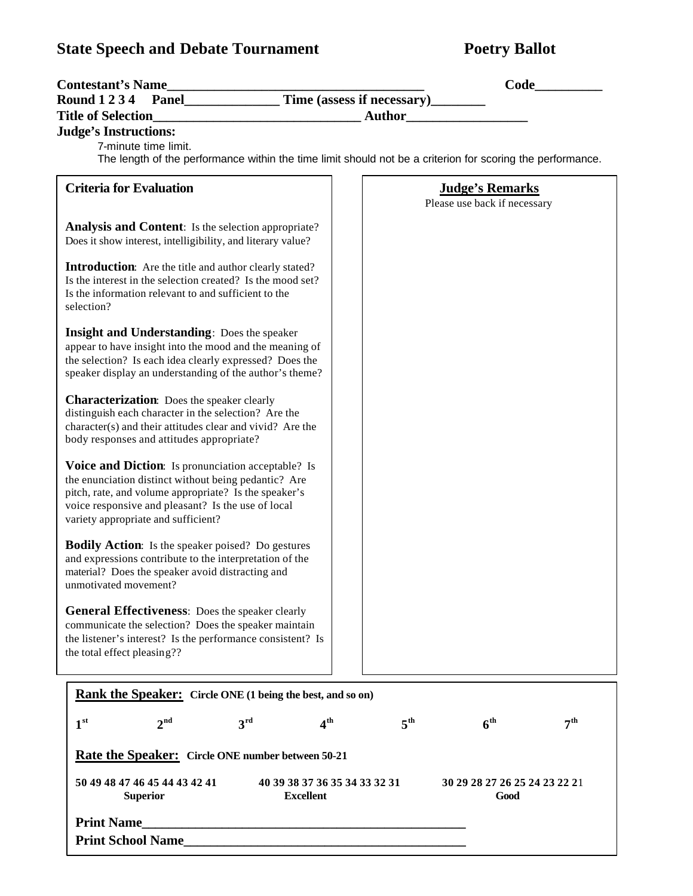# State Speech and Debate Tournament — Poetry Ballot

**Contestant's Name**_____________________________________ **Code**__________

**Round 1 2 3 4 Panel**______________ **Time (assess if necessary)**________

**Title of Selection**______________________________ **Author**_________________

**Judge's Instructions:**

7-minute time limit.

The length of the performance within the time limit should not be a criterion for scoring the performance.

## Criteria for Evaluation

**Analysis and Content**: Is the selection appropriate? Does it show interest, intelligibility, and literary value?

**Introduction**: Are the title and author clearly stated? Is the interest in the selection created? Is the mood set? Is the information relevant to and sufficient to the selection?

**Insight and Understanding**: Does the speaker appear to have insight into the mood and the meaning of the selection? Is each idea clearly expressed? Does the speaker display an understanding of the author's theme?

**Characterization**: Does the speaker clearly distinguish each character in the selection? Are the character(s) and their attitudes clear and vivid? Are the body responses and attitudes appropriate?

**Voice and Diction**: Is pronunciation acceptable? Is the enunciation distinct without being pedantic? Are pitch, rate, and volume appropriate? Is the speaker's voice responsive and pleasant? Is the use of local variety appropriate and sufficient?

**Bodily Action**: Is the speaker poised? Do gestures and expressions contribute to the interpretation of the material? Does the speaker avoid distracting and unmotivated movement?

**General Effectiveness**: Does the speaker clearly communicate the selection? Does the speaker maintain the listener's interest? Is the performance consistent? Is the total effect pleasing??

## Judge's Remarks

Please use back if necessary

**Rank the Speaker:** Circle ONE (1 being the best, and so on)

1st 2nd 3rd 4th 5th 6th 7th

**Rate the Speaker:** Circle ONE number between 50-21

| 50 49 48 47 46 45 44 43 42 41 | 40 39 38 37 36 35 34 33 32 31 | 30 29 28 27 26 25 24 23 22 21 |
|---|---|---|
| **Superior** | **Excellent** | **Good** |

**Print Name**_______________________________________________

**Print School Name**_________________________________________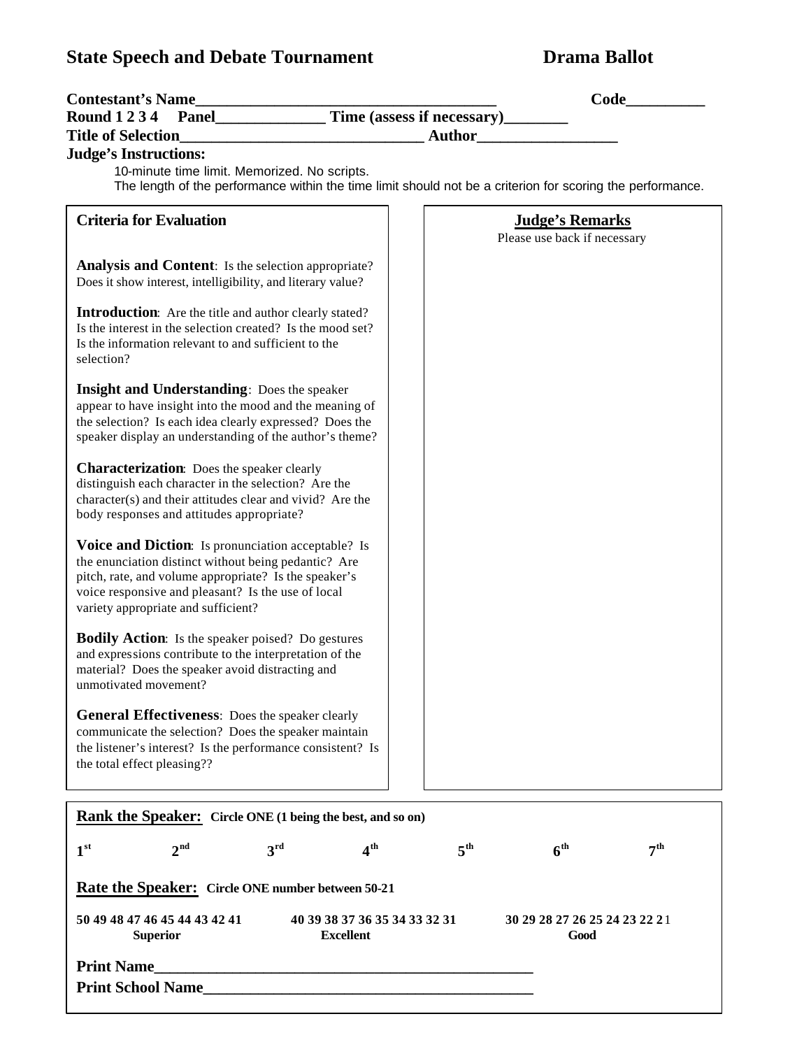# State Speech and Debate Tournament — Drama Ballot

**Contestant's Name**\_\_\_\_\_\_\_\_\_\_\_\_\_\_\_\_\_\_\_\_\_\_\_\_\_\_\_\_\_\_\_\_\_\_\_\_\_\_ **Code**\_\_\_\_\_\_\_\_\_\_

**Round 1 2 3 4 Panel**\_\_\_\_\_\_\_\_\_\_\_\_\_\_ **Time (assess if necessary)**\_\_\_\_\_\_\_\_

**Title of Selection**\_\_\_\_\_\_\_\_\_\_\_\_\_\_\_\_\_\_\_\_\_\_\_\_\_\_\_\_\_\_ **Author**\_\_\_\_\_\_\_\_\_\_\_\_\_\_\_\_\_\_

**Judge's Instructions:**

10-minute time limit. Memorized. No scripts.
The length of the performance within the time limit should not be a criterion for scoring the performance.

## Criteria for Evaluation

**Analysis and Content**: Is the selection appropriate? Does it show interest, intelligibility, and literary value?

**Introduction**: Are the title and author clearly stated? Is the interest in the selection created? Is the mood set? Is the information relevant to and sufficient to the selection?

**Insight and Understanding**: Does the speaker appear to have insight into the mood and the meaning of the selection? Is each idea clearly expressed? Does the speaker display an understanding of the author's theme?

**Characterization**: Does the speaker clearly distinguish each character in the selection? Are the character(s) and their attitudes clear and vivid? Are the body responses and attitudes appropriate?

**Voice and Diction**: Is pronunciation acceptable? Is the enunciation distinct without being pedantic? Are pitch, rate, and volume appropriate? Is the speaker's voice responsive and pleasant? Is the use of local variety appropriate and sufficient?

**Bodily Action**: Is the speaker poised? Do gestures and expressions contribute to the interpretation of the material? Does the speaker avoid distracting and unmotivated movement?

**General Effectiveness**: Does the speaker clearly communicate the selection? Does the speaker maintain the listener's interest? Is the performance consistent? Is the total effect pleasing??

## Judge's Remarks

Please use back if necessary

**Rank the Speaker:** Circle ONE (1 being the best, and so on)

1st 2nd 3rd 4th 5th 6th 7th

**Rate the Speaker:** Circle ONE number between 50-21

| 50 49 48 47 46 45 44 43 42 41 | 40 39 38 37 36 35 34 33 32 31 | 30 29 28 27 26 25 24 23 22 21 |
|---|---|---|
| Superior | Excellent | Good |

**Print Name**\_\_\_\_\_\_\_\_\_\_\_\_\_\_\_\_\_\_\_\_\_\_\_\_\_\_\_\_\_\_\_\_\_\_\_\_\_\_\_\_\_\_\_\_\_\_\_\_

**Print School Name**\_\_\_\_\_\_\_\_\_\_\_\_\_\_\_\_\_\_\_\_\_\_\_\_\_\_\_\_\_\_\_\_\_\_\_\_\_\_\_\_\_\_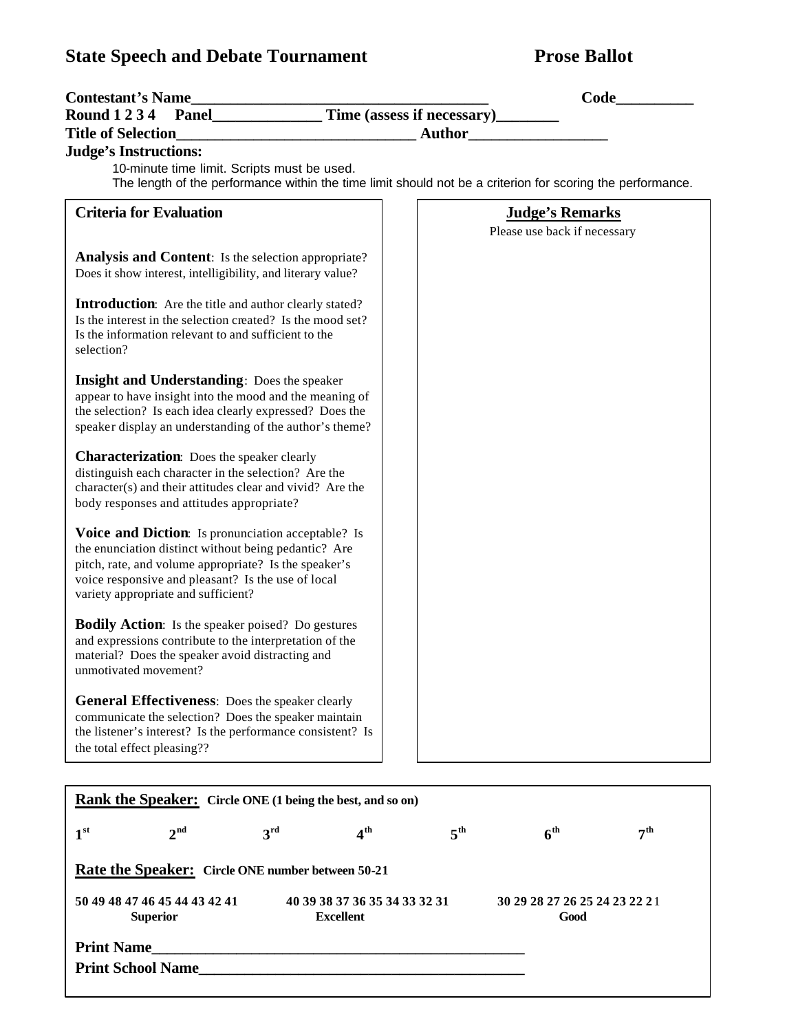# State Speech and Debate Tournament — Prose Ballot

**Contestant's Name**\_\_\_\_\_\_\_\_\_\_\_\_\_\_\_\_\_\_\_\_\_\_\_\_\_\_\_\_\_\_\_\_\_\_\_\_\_\_\_\_ **Code**\_\_\_\_\_\_\_\_\_\_

**Round 1 2 3 4 Panel**\_\_\_\_\_\_\_\_\_\_\_\_\_\_ **Time (assess if necessary)**\_\_\_\_\_\_\_\_

**Title of Selection**\_\_\_\_\_\_\_\_\_\_\_\_\_\_\_\_\_\_\_\_\_\_\_\_\_\_\_\_\_\_\_ **Author**\_\_\_\_\_\_\_\_\_\_\_\_\_\_\_\_\_\_

**Judge's Instructions:**

10-minute time limit. Scripts must be used.
The length of the performance within the time limit should not be a criterion for scoring the performance.

## Criteria for Evaluation

**Analysis and Content**: Is the selection appropriate? Does it show interest, intelligibility, and literary value?

**Introduction**: Are the title and author clearly stated? Is the interest in the selection created? Is the mood set? Is the information relevant to and sufficient to the selection?

**Insight and Understanding**: Does the speaker appear to have insight into the mood and the meaning of the selection? Is each idea clearly expressed? Does the speaker display an understanding of the author's theme?

**Characterization**: Does the speaker clearly distinguish each character in the selection? Are the character(s) and their attitudes clear and vivid? Are the body responses and attitudes appropriate?

**Voice and Diction**: Is pronunciation acceptable? Is the enunciation distinct without being pedantic? Are pitch, rate, and volume appropriate? Is the speaker's voice responsive and pleasant? Is the use of local variety appropriate and sufficient?

**Bodily Action**: Is the speaker poised? Do gestures and expressions contribute to the interpretation of the material? Does the speaker avoid distracting and unmotivated movement?

**General Effectiveness**: Does the speaker clearly communicate the selection? Does the speaker maintain the listener's interest? Is the performance consistent? Is the total effect pleasing??

## Judge's Remarks

Please use back if necessary

**Rank the Speaker:** Circle ONE (1 being the best, and so on)

1st 2nd 3rd 4th 5th 6th 7th

**Rate the Speaker:** Circle ONE number between 50-21

| 50 49 48 47 46 45 44 43 42 41 | 40 39 38 37 36 35 34 33 32 31 | 30 29 28 27 26 25 24 23 22 21 |
|---|---|---|
| Superior | Excellent | Good |

**Print Name**\_\_\_\_\_\_\_\_\_\_\_\_\_\_\_\_\_\_\_\_\_\_\_\_\_\_\_\_\_\_\_\_\_\_\_\_\_\_\_\_\_\_\_\_\_\_\_\_

**Print School Name**\_\_\_\_\_\_\_\_\_\_\_\_\_\_\_\_\_\_\_\_\_\_\_\_\_\_\_\_\_\_\_\_\_\_\_\_\_\_\_\_\_\_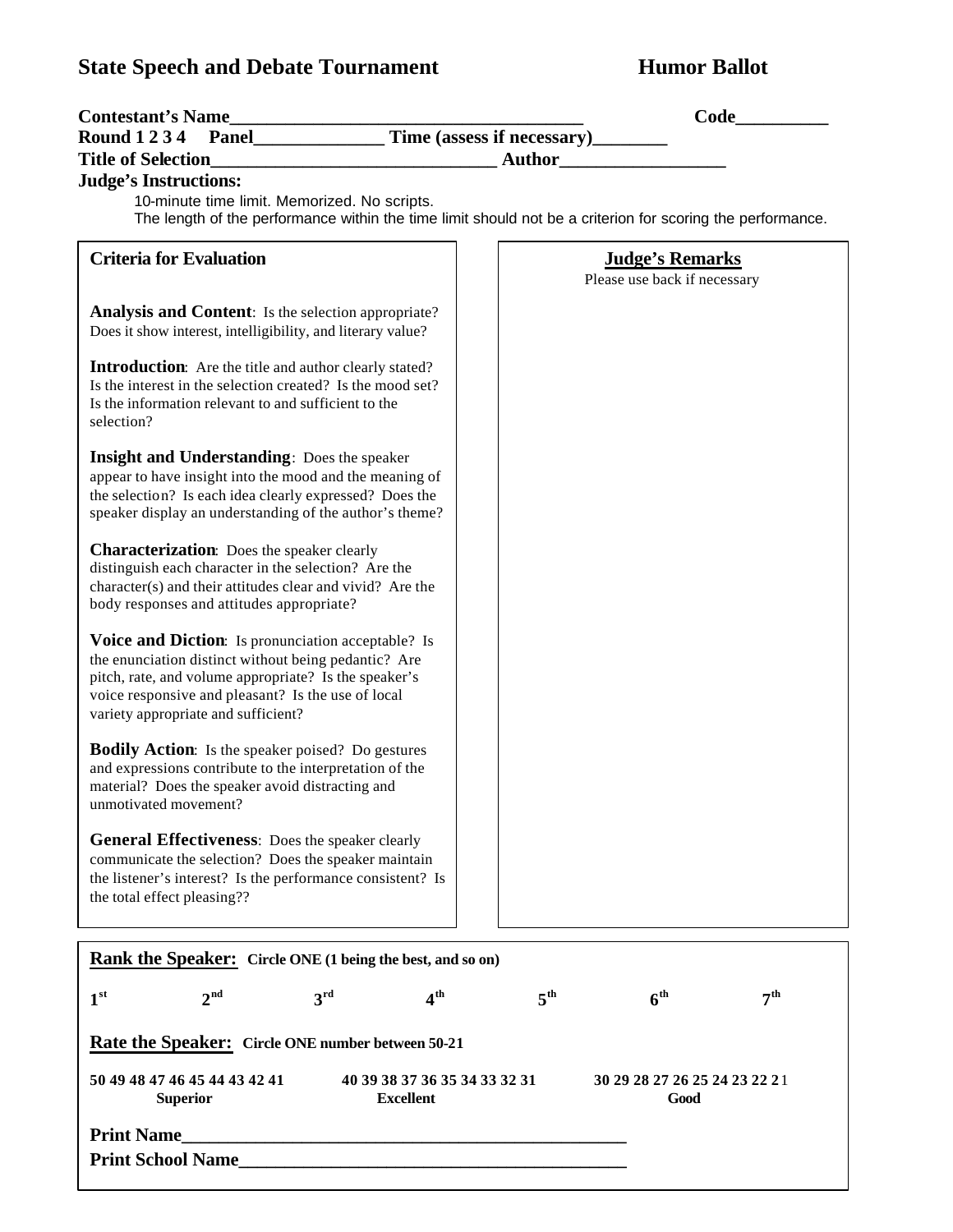# State Speech and Debate Tournament — Humor Ballot

**Contestant's Name**_______________________________________ **Code**__________

**Round 1 2 3 4 Panel**______________ **Time (assess if necessary)**________

**Title of Selection**_______________________________ **Author**__________________

**Judge's Instructions:**

10-minute time limit. Memorized. No scripts.
The length of the performance within the time limit should not be a criterion for scoring the performance.

**Criteria for Evaluation**

**Analysis and Content**: Is the selection appropriate? Does it show interest, intelligibility, and literary value?

**Introduction**: Are the title and author clearly stated? Is the interest in the selection created? Is the mood set? Is the information relevant to and sufficient to the selection?

**Insight and Understanding**: Does the speaker appear to have insight into the mood and the meaning of the selection? Is each idea clearly expressed? Does the speaker display an understanding of the author's theme?

**Characterization**: Does the speaker clearly distinguish each character in the selection? Are the character(s) and their attitudes clear and vivid? Are the body responses and attitudes appropriate?

**Voice and Diction**: Is pronunciation acceptable? Is the enunciation distinct without being pedantic? Are pitch, rate, and volume appropriate? Is the speaker's voice responsive and pleasant? Is the use of local variety appropriate and sufficient?

**Bodily Action**: Is the speaker poised? Do gestures and expressions contribute to the interpretation of the material? Does the speaker avoid distracting and unmotivated movement?

**General Effectiveness**: Does the speaker clearly communicate the selection? Does the speaker maintain the listener's interest? Is the performance consistent? Is the total effect pleasing??

**Judge's Remarks**

Please use back if necessary

**Rank the Speaker:** Circle ONE (1 being the best, and so on)

1st 2nd 3rd 4th 5th 6th 7th

**Rate the Speaker:** Circle ONE number between 50-21

| 50 49 48 47 46 45 44 43 42 41 | 40 39 38 37 36 35 34 33 32 31 | 30 29 28 27 26 25 24 23 22 21 |
|---|---|---|
| Superior | Excellent | Good |

**Print Name**__________________________________________________

**Print School Name**____________________________________________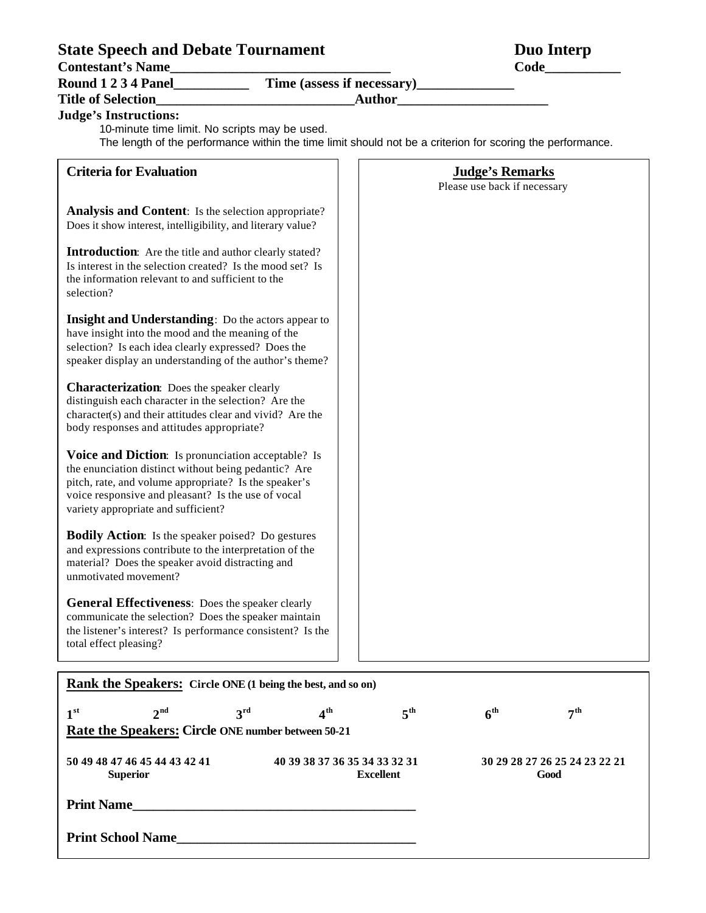# State Speech and Debate Tournament

**Duo Interp**

**Contestant's Name**_______________________________ **Code**___________

**Round 1 2 3 4 Panel**___________ **Time (assess if necessary)**______________

**Title of Selection**_____________________________**Author**_____________________

**Judge's Instructions:**

10-minute time limit. No scripts may be used.

The length of the performance within the time limit should not be a criterion for scoring the performance.

| Criteria for Evaluation | Judge's Remarks<br>Please use back if necessary |
|---|---|
| **Analysis and Content**: Is the selection appropriate? Does it show interest, intelligibility, and literary value?<br><br>**Introduction**: Are the title and author clearly stated? Is interest in the selection created? Is the mood set? Is the information relevant to and sufficient to the selection?<br><br>**Insight and Understanding**: Do the actors appear to have insight into the mood and the meaning of the selection? Is each idea clearly expressed? Does the speaker display an understanding of the author's theme?<br><br>**Characterization**: Does the speaker clearly distinguish each character in the selection? Are the character(s) and their attitudes clear and vivid? Are the body responses and attitudes appropriate?<br><br>**Voice and Diction**: Is pronunciation acceptable? Is the enunciation distinct without being pedantic? Are pitch, rate, and volume appropriate? Is the speaker's voice responsive and pleasant? Is the use of vocal variety appropriate and sufficient?<br><br>**Bodily Action**: Is the speaker poised? Do gestures and expressions contribute to the interpretation of the material? Does the speaker avoid distracting and unmotivated movement?<br><br>**General Effectiveness**: Does the speaker clearly communicate the selection? Does the speaker maintain the listener's interest? Is performance consistent? Is the total effect pleasing? | |

**Rank the Speakers:** **Circle ONE (1 being the best, and so on)**

**1st   2nd   3rd   4th   5th   6th   7th**

**Rate the Speakers: Circle ONE number between 50-21**

| 50 49 48 47 46 45 44 43 42 41 | 40 39 38 37 36 35 34 33 32 31 | 30 29 28 27 26 25 24 23 22 21 |
|---|---|---|
| Superior | Excellent | Good |

**Print Name**________________________________________

**Print School Name**__________________________________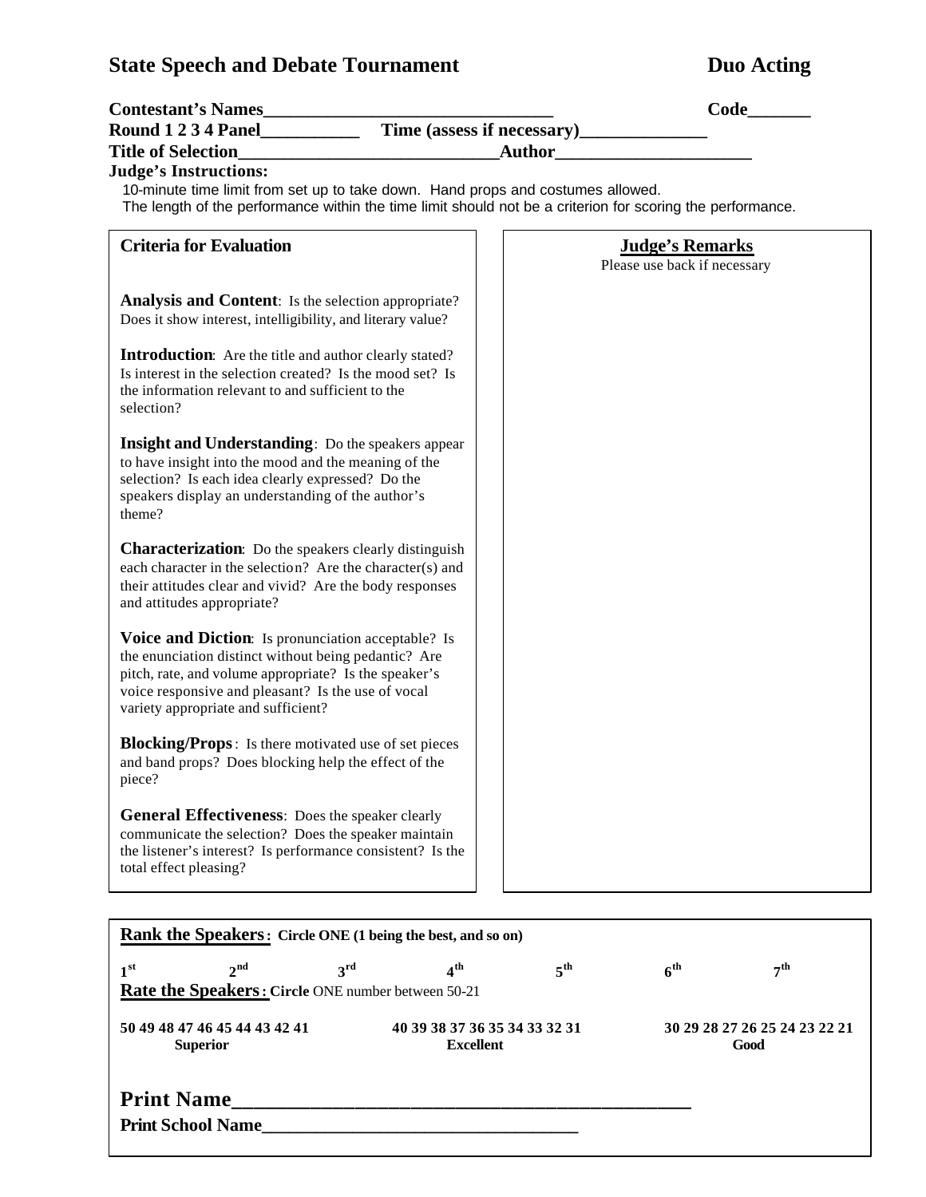## State Speech and Debate Tournament — Duo Acting

**Contestant's Names**________________________________ **Code**_______

**Round 1 2 3 4 Panel**___________ **Time (assess if necessary)**______________

**Title of Selection**____________________________**Author**_____________________

**Judge's Instructions:**

10-minute time limit from set up to take down. Hand props and costumes allowed.
The length of the performance within the time limit should not be a criterion for scoring the performance.

**Criteria for Evaluation**

**Analysis and Content**: Is the selection appropriate? Does it show interest, intelligibility, and literary value?

**Introduction**: Are the title and author clearly stated? Is interest in the selection created? Is the mood set? Is the information relevant to and sufficient to the selection?

**Insight and Understanding**: Do the speakers appear to have insight into the mood and the meaning of the selection? Is each idea clearly expressed? Do the speakers display an understanding of the author's theme?

**Characterization**: Do the speakers clearly distinguish each character in the selection? Are the character(s) and their attitudes clear and vivid? Are the body responses and attitudes appropriate?

**Voice and Diction**: Is pronunciation acceptable? Is the enunciation distinct without being pedantic? Are pitch, rate, and volume appropriate? Is the speaker's voice responsive and pleasant? Is the use of vocal variety appropriate and sufficient?

**Blocking/Props**: Is there motivated use of set pieces and band props? Does blocking help the effect of the piece?

**General Effectiveness**: Does the speaker clearly communicate the selection? Does the speaker maintain the listener's interest? Is performance consistent? Is the total effect pleasing?

**Judge's Remarks**

Please use back if necessary

**Rank the Speakers: Circle ONE (1 being the best, and so on)**

1st 2nd 3rd 4th 5th 6th 7th

**Rate the Speakers: Circle** ONE number between 50-21

| 50 49 48 47 46 45 44 43 42 41 | 40 39 38 37 36 35 34 33 32 31 | 30 29 28 27 26 25 24 23 22 21 |
|---|---|---|
| **Superior** | **Excellent** | **Good** |

**Print Name**_______________________________________________

**Print School Name**___________________________________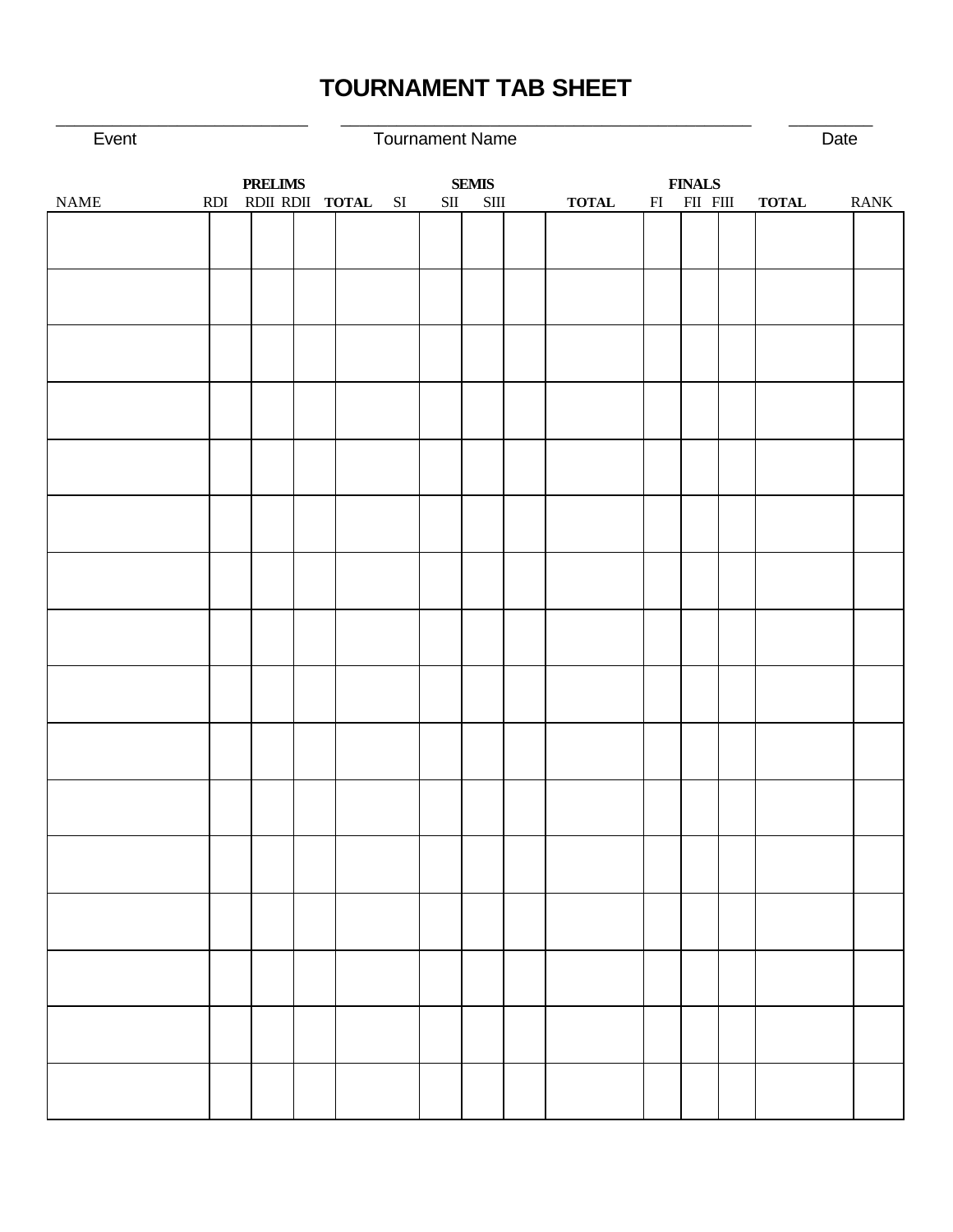# TOURNAMENT TAB SHEET

______________________ ______________________ ______________________

Event Tournament Name Date

| NAME | PRELIMS<br>RDI | RDII | RDII | TOTAL | SEMIS<br>SI | SII | SIII | TOTAL | FINALS<br>FI | FII | FIII | TOTAL | RANK |
|---|---|---|---|---|---|---|---|---|---|---|---|---|---|
| | | | | | | | | | | | | | |
| | | | | | | | | | | | | | |
| | | | | | | | | | | | | | |
| | | | | | | | | | | | | | |
| | | | | | | | | | | | | | |
| | | | | | | | | | | | | | |
| | | | | | | | | | | | | | |
| | | | | | | | | | | | | | |
| | | | | | | | | | | | | | |
| | | | | | | | | | | | | | |
| | | | | | | | | | | | | | |
| | | | | | | | | | | | | | |
| | | | | | | | | | | | | | |
| | | | | | | | | | | | | | |
| | | | | | | | | | | | | | |
| | | | | | | | | | | | | | |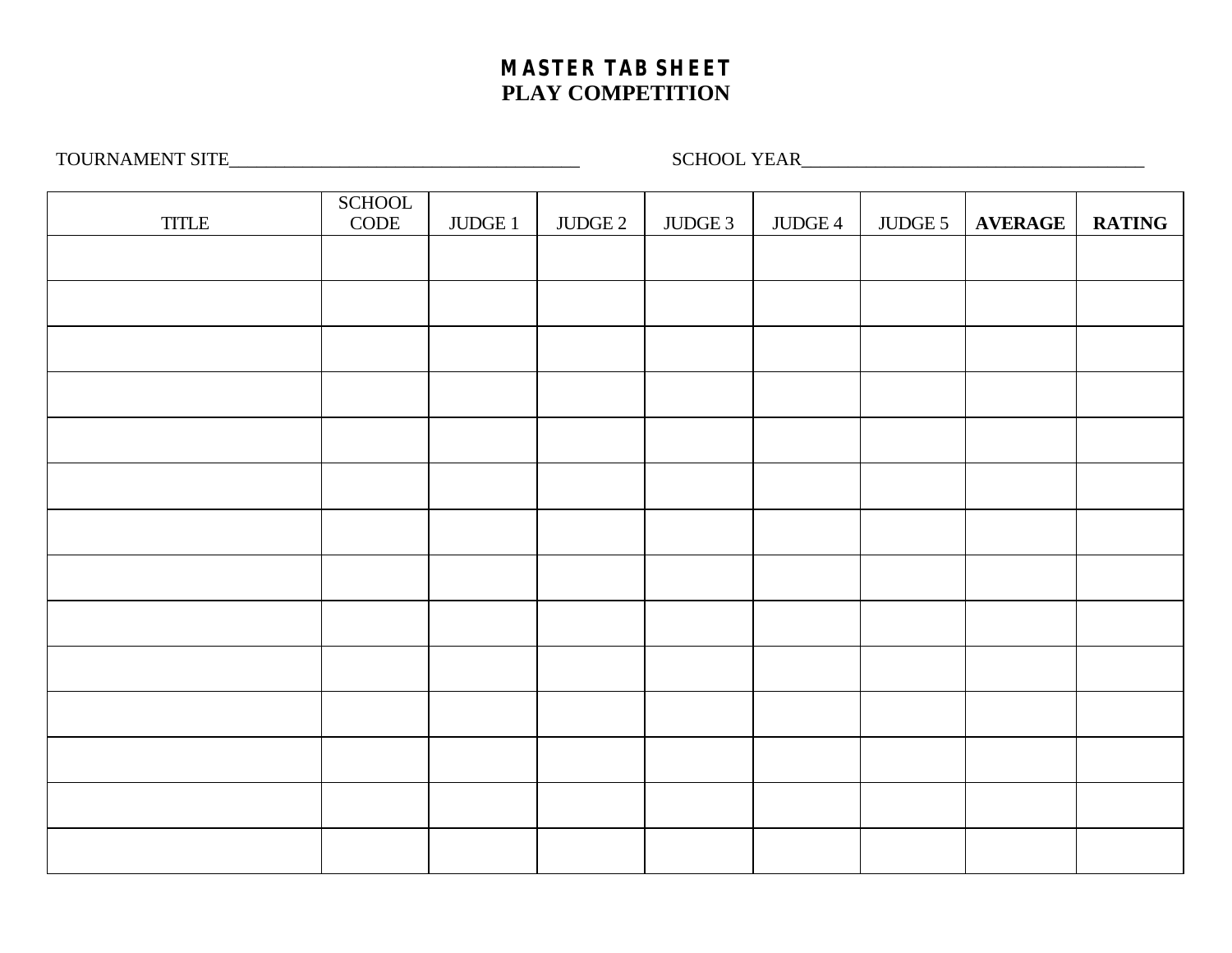# MASTER TAB SHEET
## PLAY COMPETITION

TOURNAMENT SITE______________________________________ SCHOOL YEAR_____________________________________

| TITLE | SCHOOL CODE | JUDGE 1 | JUDGE 2 | JUDGE 3 | JUDGE 4 | JUDGE 5 | **AVERAGE** | **RATING** |
|---|---|---|---|---|---|---|---|---|
| | | | | | | | | |
| | | | | | | | | |
| | | | | | | | | |
| | | | | | | | | |
| | | | | | | | | |
| | | | | | | | | |
| | | | | | | | | |
| | | | | | | | | |
| | | | | | | | | |
| | | | | | | | | |
| | | | | | | | | |
| | | | | | | | | |
| | | | | | | | | |
| | | | | | | | | |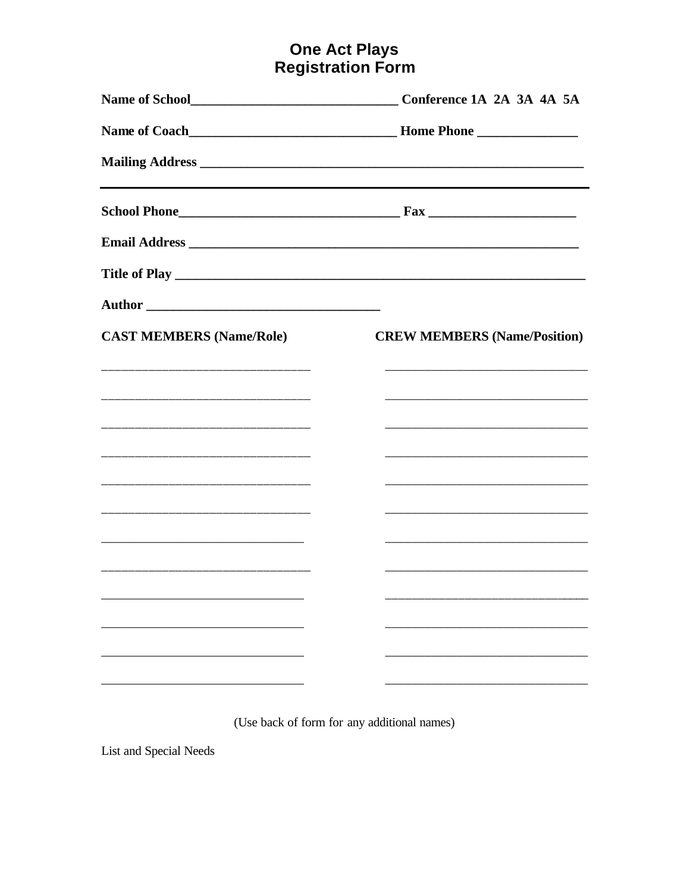# One Act Plays
# Registration Form

**Name of School______________________________ Conference 1A 2A 3A 4A 5A**

**Name of Coach______________________________ Home Phone _______________**

**Mailing Address ____________________________________________________________**

---

**School Phone________________________________ Fax ______________________**

**Email Address ______________________________________________________________**

**Title of Play ______________________________________________________________**

**Author ___________________________________**

| **CAST MEMBERS (Name/Role)** | **CREW MEMBERS (Name/Position)** |
|---|---|
| _______________________________ | _______________________________ |
| _______________________________ | _______________________________ |
| _______________________________ | _______________________________ |
| _______________________________ | _______________________________ |
| _______________________________ | _______________________________ |
| _______________________________ | _______________________________ |
| _______________________________ | _______________________________ |
| _______________________________ | _______________________________ |
| _______________________________ | _______________________________ |
| _______________________________ | _______________________________ |
| _______________________________ | _______________________________ |
| _______________________________ | _______________________________ |

(Use back of form for any additional names)

List and Special Needs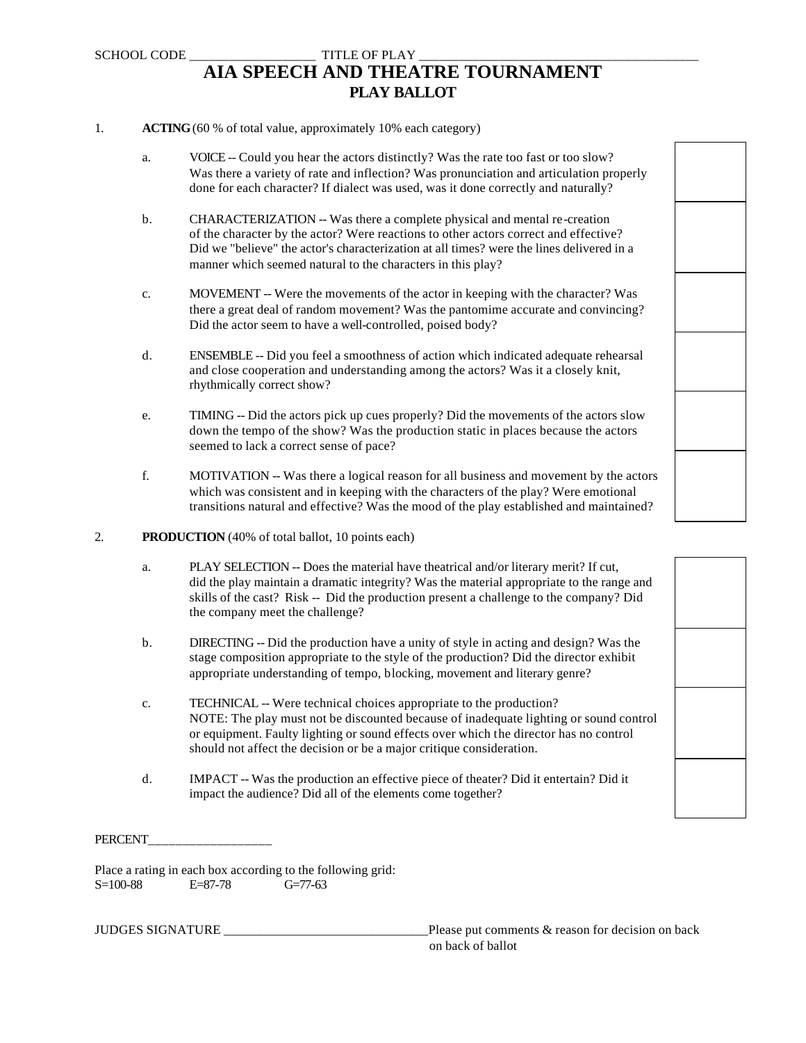SCHOOL CODE ___________________ TITLE OF PLAY ___________________________________________

# AIA SPEECH AND THEATRE TOURNAMENT
## PLAY BALLOT

1. **ACTING** (60 % of total value, approximately 10% each category)

   a. VOICE -- Could you hear the actors distinctly? Was the rate too fast or too slow? Was there a variety of rate and inflection? Was pronunciation and articulation properly done for each character? If dialect was used, was it done correctly and naturally?

   b. CHARACTERIZATION -- Was there a complete physical and mental re-creation of the character by the actor? Were reactions to other actors correct and effective? Did we "believe" the actor's characterization at all times? were the lines delivered in a manner which seemed natural to the characters in this play?

   c. MOVEMENT -- Were the movements of the actor in keeping with the character? Was there a great deal of random movement? Was the pantomime accurate and convincing? Did the actor seem to have a well-controlled, poised body?

   d. ENSEMBLE -- Did you feel a smoothness of action which indicated adequate rehearsal and close cooperation and understanding among the actors? Was it a closely knit, rhythmically correct show?

   e. TIMING -- Did the actors pick up cues properly? Did the movements of the actors slow down the tempo of the show? Was the production static in places because the actors seemed to lack a correct sense of pace?

   f. MOTIVATION -- Was there a logical reason for all business and movement by the actors which was consistent and in keeping with the characters of the play? Were emotional transitions natural and effective? Was the mood of the play established and maintained?

2. **PRODUCTION** (40% of total ballot, 10 points each)

   a. PLAY SELECTION -- Does the material have theatrical and/or literary merit? If cut, did the play maintain a dramatic integrity? Was the material appropriate to the range and skills of the cast? Risk -- Did the production present a challenge to the company? Did the company meet the challenge?

   b. DIRECTING -- Did the production have a unity of style in acting and design? Was the stage composition appropriate to the style of the production? Did the director exhibit appropriate understanding of tempo, blocking, movement and literary genre?

   c. TECHNICAL -- Were technical choices appropriate to the production? NOTE: The play must not be discounted because of inadequate lighting or sound control or equipment. Faulty lighting or sound effects over which the director has no control should not affect the decision or be a major critique consideration.

   d. IMPACT -- Was the production an effective piece of theater? Did it entertain? Did it impact the audience? Did all of the elements come together?

PERCENT___________________

Place a rating in each box according to the following grid:
S=100-88 E=87-78 G=77-63

JUDGES SIGNATURE _______________________________ Please put comments & reason for decision on back on back of ballot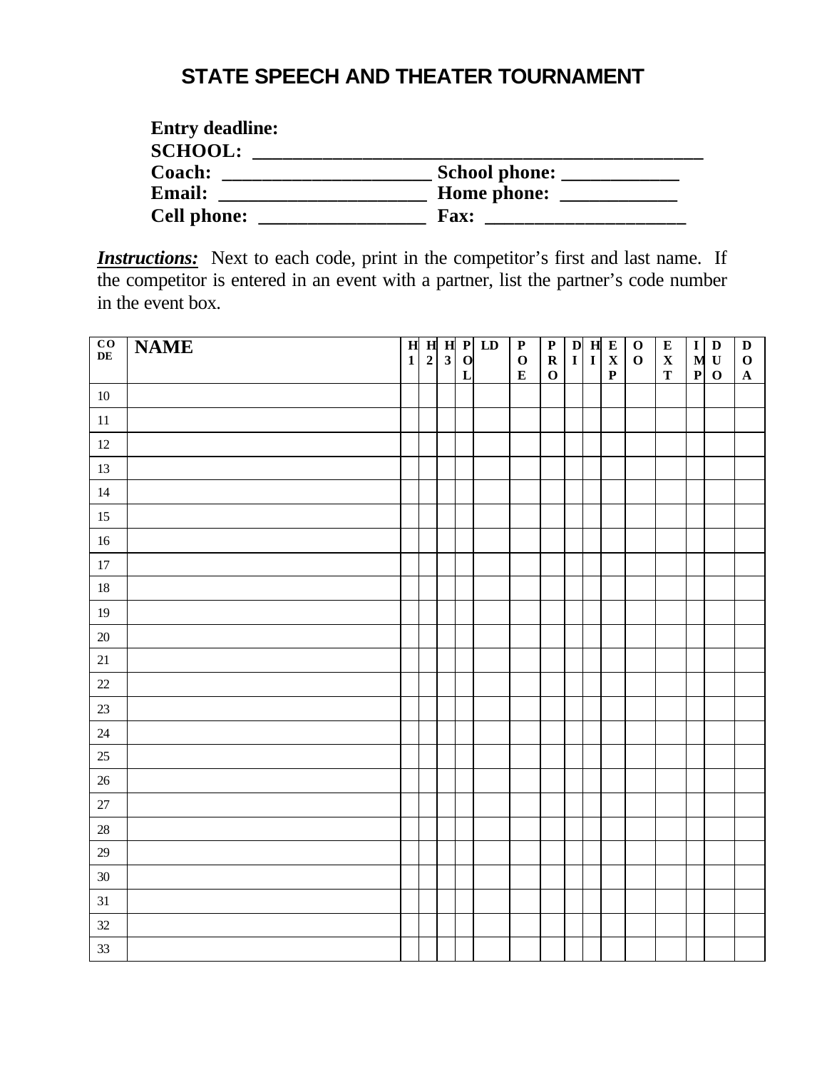# STATE SPEECH AND THEATER TOURNAMENT

**Entry deadline:**
**SCHOOL: ___________________________________________**
**Coach: ____________________ School phone: ____________**
**Email: ____________________ Home phone: ____________**
**Cell phone: _________________ Fax: ____________________**

***Instructions:*** Next to each code, print in the competitor's first and last name. If the competitor is entered in an event with a partner, list the partner's code number in the event box.

| CODE | NAME | H1 | H2 | H3 | POL | LD | POE | PRO | DI | HI | EXP | OO | EXT | IMP | DUO | DOA |
|---|---|---|---|---|---|---|---|---|---|---|---|---|---|---|---|---|
| 10 | | | | | | | | | | | | | | | | |
| 11 | | | | | | | | | | | | | | | | |
| 12 | | | | | | | | | | | | | | | | |
| 13 | | | | | | | | | | | | | | | | |
| 14 | | | | | | | | | | | | | | | | |
| 15 | | | | | | | | | | | | | | | | |
| 16 | | | | | | | | | | | | | | | | |
| 17 | | | | | | | | | | | | | | | | |
| 18 | | | | | | | | | | | | | | | | |
| 19 | | | | | | | | | | | | | | | | |
| 20 | | | | | | | | | | | | | | | | |
| 21 | | | | | | | | | | | | | | | | |
| 22 | | | | | | | | | | | | | | | | |
| 23 | | | | | | | | | | | | | | | | |
| 24 | | | | | | | | | | | | | | | | |
| 25 | | | | | | | | | | | | | | | | |
| 26 | | | | | | | | | | | | | | | | |
| 27 | | | | | | | | | | | | | | | | |
| 28 | | | | | | | | | | | | | | | | |
| 29 | | | | | | | | | | | | | | | | |
| 30 | | | | | | | | | | | | | | | | |
| 31 | | | | | | | | | | | | | | | | |
| 32 | | | | | | | | | | | | | | | | |
| 33 | | | | | | | | | | | | | | | | |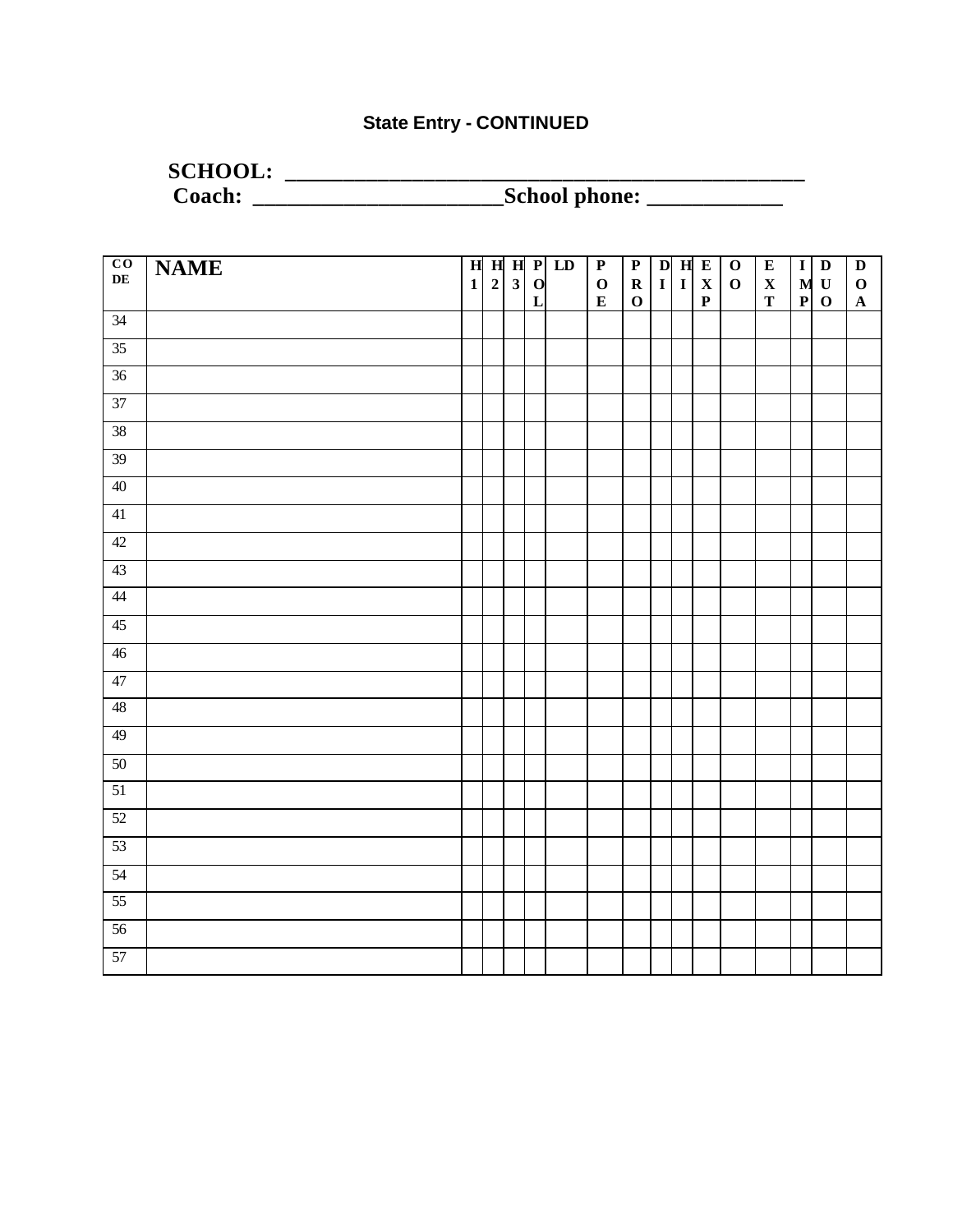**State Entry - CONTINUED**

**SCHOOL: ______________________________________________**
**Coach: ______________________School phone: ____________**

| CODE | NAME | H1 | H2 | H3 | POL | LD | POE | PRO | DI | HI | EXP | OO | EXT | IMP | DUO | DOA |
|---|---|---|---|---|---|---|---|---|---|---|---|---|---|---|---|---|
| 34 | | | | | | | | | | | | | | | | |
| 35 | | | | | | | | | | | | | | | | |
| 36 | | | | | | | | | | | | | | | | |
| 37 | | | | | | | | | | | | | | | | |
| 38 | | | | | | | | | | | | | | | | |
| 39 | | | | | | | | | | | | | | | | |
| 40 | | | | | | | | | | | | | | | | |
| 41 | | | | | | | | | | | | | | | | |
| 42 | | | | | | | | | | | | | | | | |
| 43 | | | | | | | | | | | | | | | | |
| 44 | | | | | | | | | | | | | | | | |
| 45 | | | | | | | | | | | | | | | | |
| 46 | | | | | | | | | | | | | | | | |
| 47 | | | | | | | | | | | | | | | | |
| 48 | | | | | | | | | | | | | | | | |
| 49 | | | | | | | | | | | | | | | | |
| 50 | | | | | | | | | | | | | | | | |
| 51 | | | | | | | | | | | | | | | | |
| 52 | | | | | | | | | | | | | | | | |
| 53 | | | | | | | | | | | | | | | | |
| 54 | | | | | | | | | | | | | | | | |
| 55 | | | | | | | | | | | | | | | | |
| 56 | | | | | | | | | | | | | | | | |
| 57 | | | | | | | | | | | | | | | | |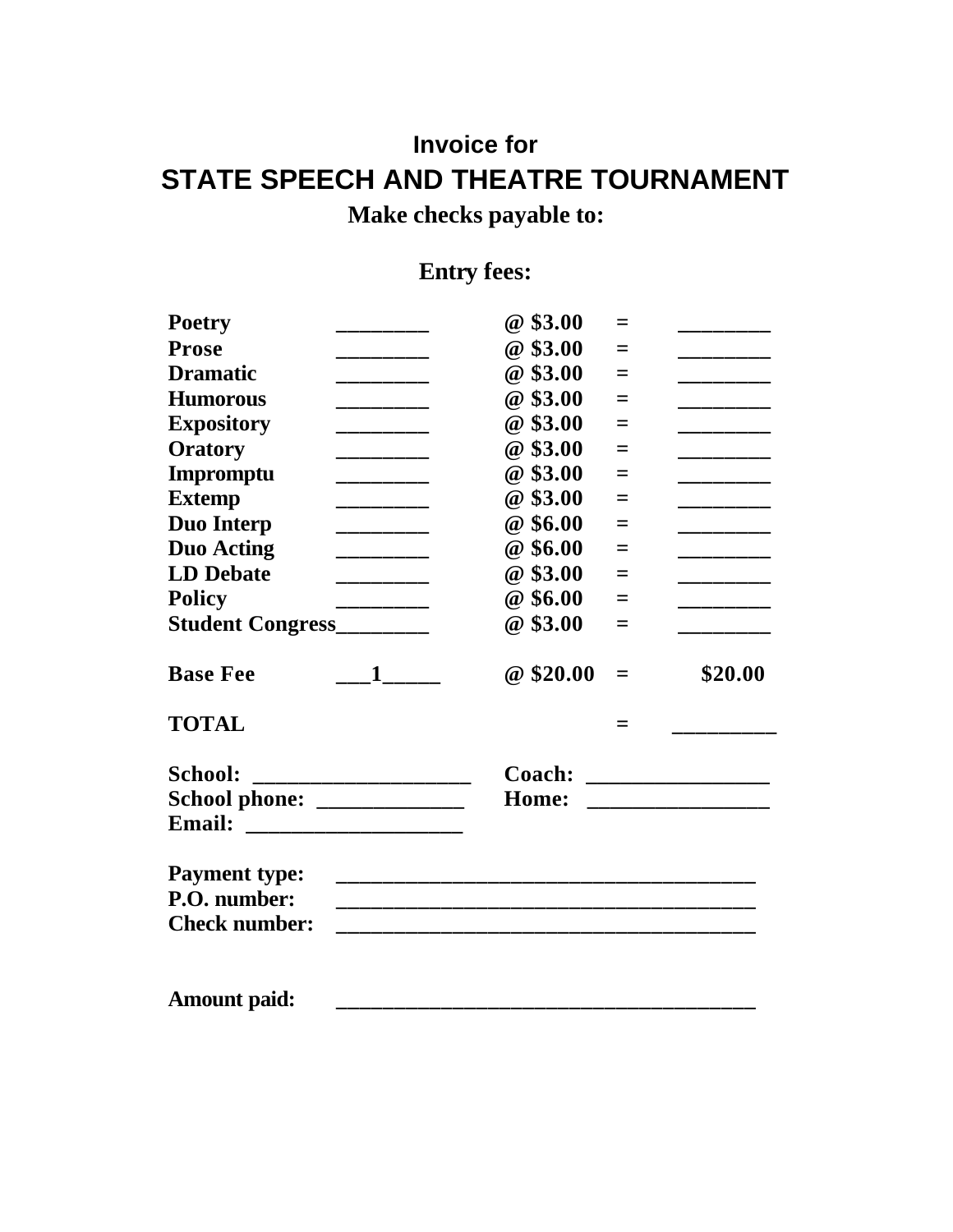### Invoice for

## STATE SPEECH AND THEATRE TOURNAMENT

**Make checks payable to:**

**Entry fees:**

| | | | | |
|---|---|---|---|---|
| **Poetry** | ________ | **@ $3.00** | **=** | ________ |
| **Prose** | ________ | **@ $3.00** | **=** | ________ |
| **Dramatic** | ________ | **@ $3.00** | **=** | ________ |
| **Humorous** | ________ | **@ $3.00** | **=** | ________ |
| **Expository** | ________ | **@ $3.00** | **=** | ________ |
| **Oratory** | ________ | **@ $3.00** | **=** | ________ |
| **Impromptu** | ________ | **@ $3.00** | **=** | ________ |
| **Extemp** | ________ | **@ $3.00** | **=** | ________ |
| **Duo Interp** | ________ | **@ $6.00** | **=** | ________ |
| **Duo Acting** | ________ | **@ $6.00** | **=** | ________ |
| **LD Debate** | ________ | **@ $3.00** | **=** | ________ |
| **Policy** | ________ | **@ $6.00** | **=** | ________ |
| **Student Congress** | ________ | **@ $3.00** | **=** | ________ |
| **Base Fee** | ___1_____ | **@ $20.00** | **=** | **$20.00** |
| **TOTAL** | | | **=** | _________ |

**School:** ____________________ **Coach:** ________________

**School phone:** _____________ **Home:** ________________

**Email:** ___________________

**Payment type:** ______________________________________

**P.O. number:** ______________________________________

**Check number:** ______________________________________

**Amount paid:** ______________________________________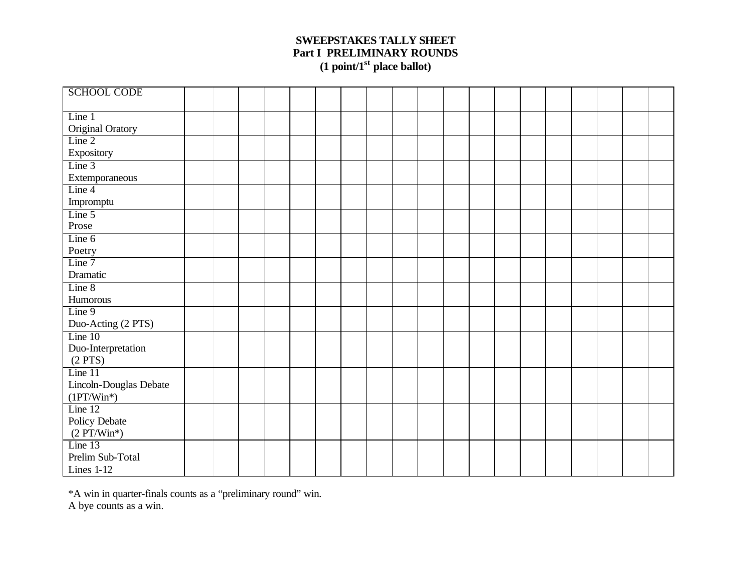# SWEEPSTAKES TALLY SHEET
## Part I PRELIMINARY ROUNDS
### (1 point/1st place ballot)

| SCHOOL CODE | | | | | | | | | | | | | | | | | | | |
|---|---|---|---|---|---|---|---|---|---|---|---|---|---|---|---|---|---|---|---|
| Line 1 Original Oratory | | | | | | | | | | | | | | | | | | | |
| Line 2 Expository | | | | | | | | | | | | | | | | | | | |
| Line 3 Extemporaneous | | | | | | | | | | | | | | | | | | | |
| Line 4 Impromptu | | | | | | | | | | | | | | | | | | | |
| Line 5 Prose | | | | | | | | | | | | | | | | | | | |
| Line 6 Poetry | | | | | | | | | | | | | | | | | | | |
| Line 7 Dramatic | | | | | | | | | | | | | | | | | | | |
| Line 8 Humorous | | | | | | | | | | | | | | | | | | | |
| Line 9 Duo-Acting (2 PTS) | | | | | | | | | | | | | | | | | | | |
| Line 10 Duo-Interpretation (2 PTS) | | | | | | | | | | | | | | | | | | | |
| Line 11 Lincoln-Douglas Debate (1PT/Win*) | | | | | | | | | | | | | | | | | | | |
| Line 12 Policy Debate (2 PT/Win*) | | | | | | | | | | | | | | | | | | | |
| Line 13 Prelim Sub-Total Lines 1-12 | | | | | | | | | | | | | | | | | | | |

*A win in quarter-finals counts as a "preliminary round" win.
A bye counts as a win.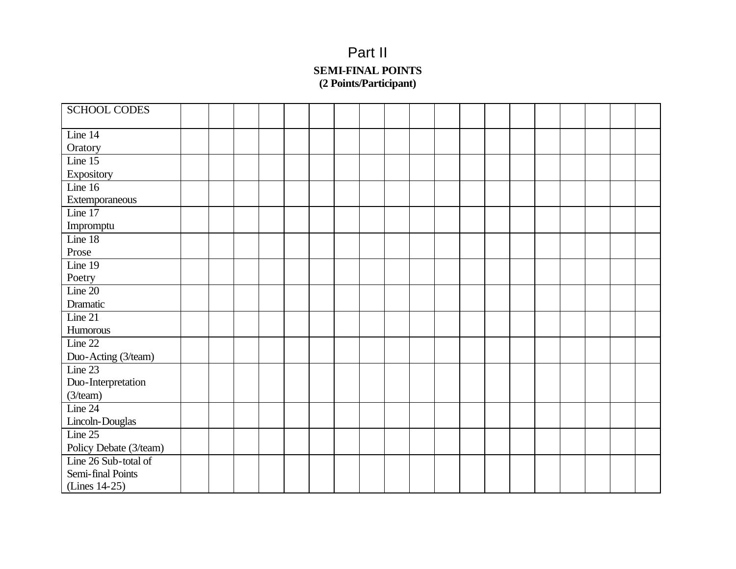# Part II

**SEMI-FINAL POINTS**
**(2 Points/Participant)**

| SCHOOL CODES | | | | | | | | | | | | | | | | | | | |
|---|---|---|---|---|---|---|---|---|---|---|---|---|---|---|---|---|---|---|---|
| Line 14 Oratory | | | | | | | | | | | | | | | | | | | |
| Line 15 Expository | | | | | | | | | | | | | | | | | | | |
| Line 16 Extemporaneous | | | | | | | | | | | | | | | | | | | |
| Line 17 Impromptu | | | | | | | | | | | | | | | | | | | |
| Line 18 Prose | | | | | | | | | | | | | | | | | | | |
| Line 19 Poetry | | | | | | | | | | | | | | | | | | | |
| Line 20 Dramatic | | | | | | | | | | | | | | | | | | | |
| Line 21 Humorous | | | | | | | | | | | | | | | | | | | |
| Line 22 Duo-Acting (3/team) | | | | | | | | | | | | | | | | | | | |
| Line 23 Duo-Interpretation (3/team) | | | | | | | | | | | | | | | | | | | |
| Line 24 Lincoln-Douglas | | | | | | | | | | | | | | | | | | | |
| Line 25 Policy Debate (3/team) | | | | | | | | | | | | | | | | | | | |
| Line 26 Sub-total of Semi-final Points (Lines 14-25) | | | | | | | | | | | | | | | | | | | |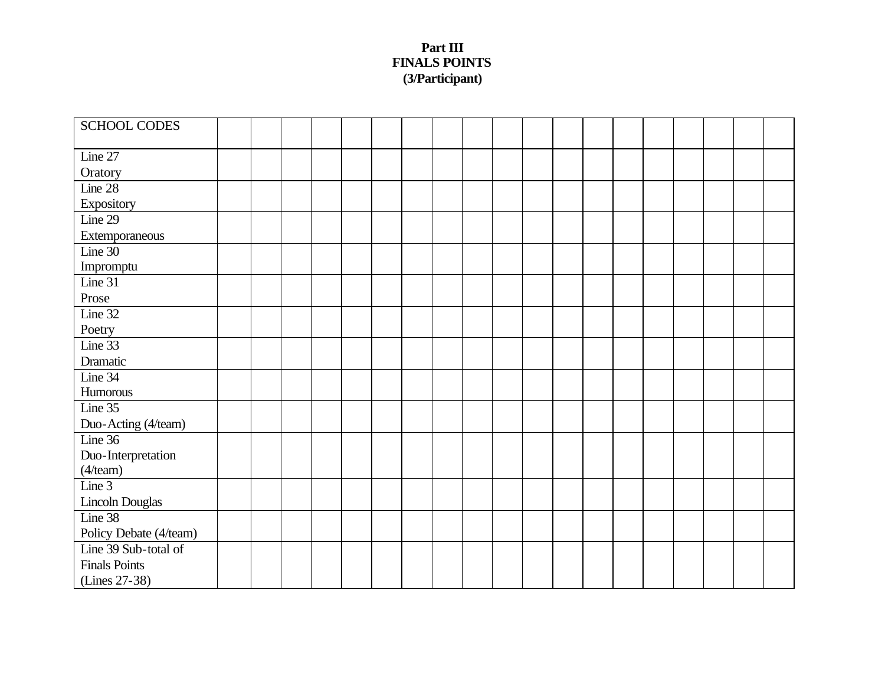**Part III**
**FINALS POINTS**
**(3/Participant)**

| SCHOOL CODES | | | | | | | | | | | | | | | | | | | |
|---|---|---|---|---|---|---|---|---|---|---|---|---|---|---|---|---|---|---|---|
| Line 27<br>Oratory | | | | | | | | | | | | | | | | | | | |
| Line 28<br>Expository | | | | | | | | | | | | | | | | | | | |
| Line 29<br>Extemporaneous | | | | | | | | | | | | | | | | | | | |
| Line 30<br>Impromptu | | | | | | | | | | | | | | | | | | | |
| Line 31<br>Prose | | | | | | | | | | | | | | | | | | | |
| Line 32<br>Poetry | | | | | | | | | | | | | | | | | | | |
| Line 33<br>Dramatic | | | | | | | | | | | | | | | | | | | |
| Line 34<br>Humorous | | | | | | | | | | | | | | | | | | | |
| Line 35<br>Duo-Acting (4/team) | | | | | | | | | | | | | | | | | | | |
| Line 36<br>Duo-Interpretation (4/team) | | | | | | | | | | | | | | | | | | | |
| Line 3<br>Lincoln Douglas | | | | | | | | | | | | | | | | | | | |
| Line 38<br>Policy Debate (4/team) | | | | | | | | | | | | | | | | | | | |
| Line 39 Sub-total of Finals Points (Lines 27-38) | | | | | | | | | | | | | | | | | | | |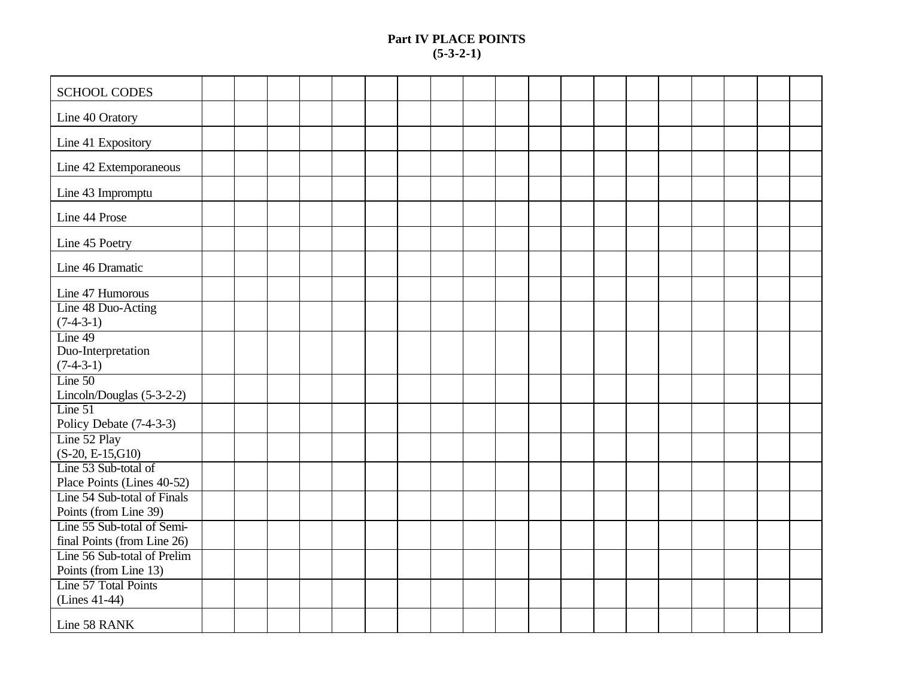**Part IV PLACE POINTS**
**(5-3-2-1)**

| | | | | | | | | | | | | | | | | | | | |
|---|---|---|---|---|---|---|---|---|---|---|---|---|---|---|---|---|---|---|---|
| SCHOOL CODES | | | | | | | | | | | | | | | | | | | |
| Line 40 Oratory | | | | | | | | | | | | | | | | | | | |
| Line 41 Expository | | | | | | | | | | | | | | | | | | | |
| Line 42 Extemporaneous | | | | | | | | | | | | | | | | | | | |
| Line 43 Impromptu | | | | | | | | | | | | | | | | | | | |
| Line 44 Prose | | | | | | | | | | | | | | | | | | | |
| Line 45 Poetry | | | | | | | | | | | | | | | | | | | |
| Line 46 Dramatic | | | | | | | | | | | | | | | | | | | |
| Line 47 Humorous | | | | | | | | | | | | | | | | | | | |
| Line 48 Duo-Acting (7-4-3-1) | | | | | | | | | | | | | | | | | | | |
| Line 49 Duo-Interpretation (7-4-3-1) | | | | | | | | | | | | | | | | | | | |
| Line 50 Lincoln/Douglas (5-3-2-2) | | | | | | | | | | | | | | | | | | | |
| Line 51 Policy Debate (7-4-3-3) | | | | | | | | | | | | | | | | | | | |
| Line 52 Play (S-20, E-15,G10) | | | | | | | | | | | | | | | | | | | |
| Line 53 Sub-total of Place Points (Lines 40-52) | | | | | | | | | | | | | | | | | | | |
| Line 54 Sub-total of Finals Points (from Line 39) | | | | | | | | | | | | | | | | | | | |
| Line 55 Sub-total of Semi-final Points (from Line 26) | | | | | | | | | | | | | | | | | | | |
| Line 56 Sub-total of Prelim Points (from Line 13) | | | | | | | | | | | | | | | | | | | |
| Line 57 Total Points (Lines 41-44) | | | | | | | | | | | | | | | | | | | |
| Line 58 RANK | | | | | | | | | | | | | | | | | | | |